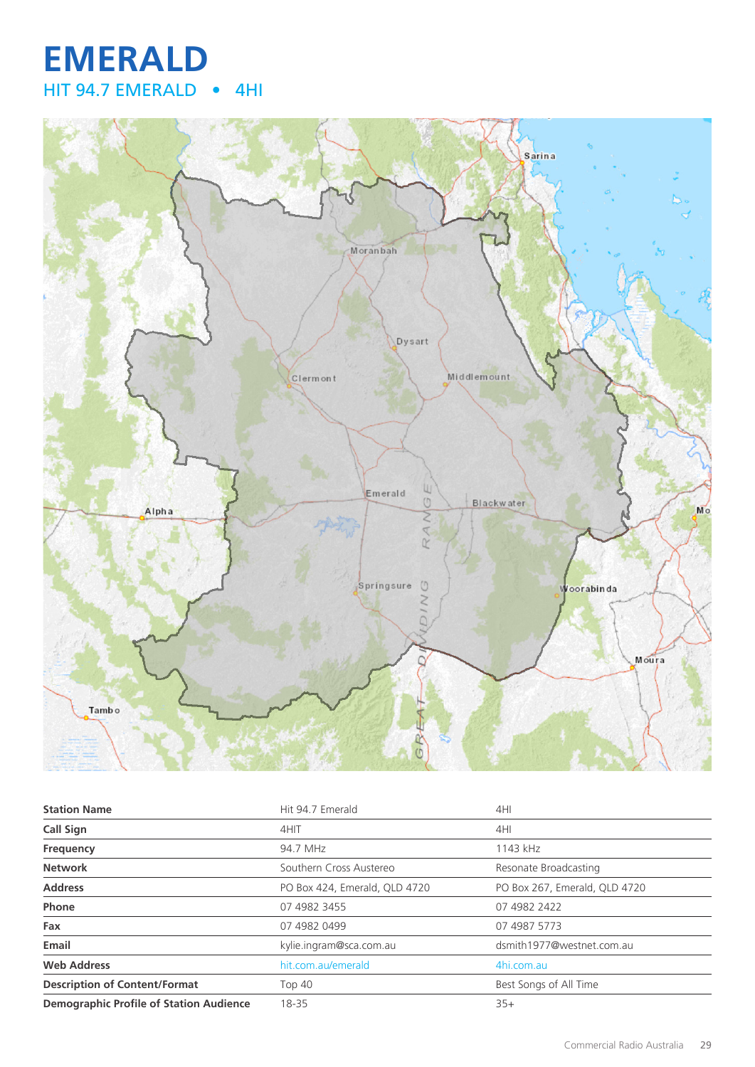# EMERALD

## HIT 94.7 EMERALD • 4HI

| Station Name | Hit 94.7 Emerald | 4HI |
|---|---|---|
| Call Sign | 4HIT | 4HI |
| Frequency | 94.7 MHz | 1143 kHz |
| Network | Southern Cross Austereo | Resonate Broadcasting |
| Address | PO Box 424, Emerald, QLD 4720 | PO Box 267, Emerald, QLD 4720 |
| Phone | 07 4982 3455 | 07 4982 2422 |
| Fax | 07 4982 0499 | 07 4987 5773 |
| Email | kylie.ingram@sca.com.au | dsmith1977@westnet.com.au |
| Web Address | hit.com.au/emerald | 4hi.com.au |
| Description of Content/Format | Top 40 | Best Songs of All Time |
| Demographic Profile of Station Audience | 18-35 | 35+ |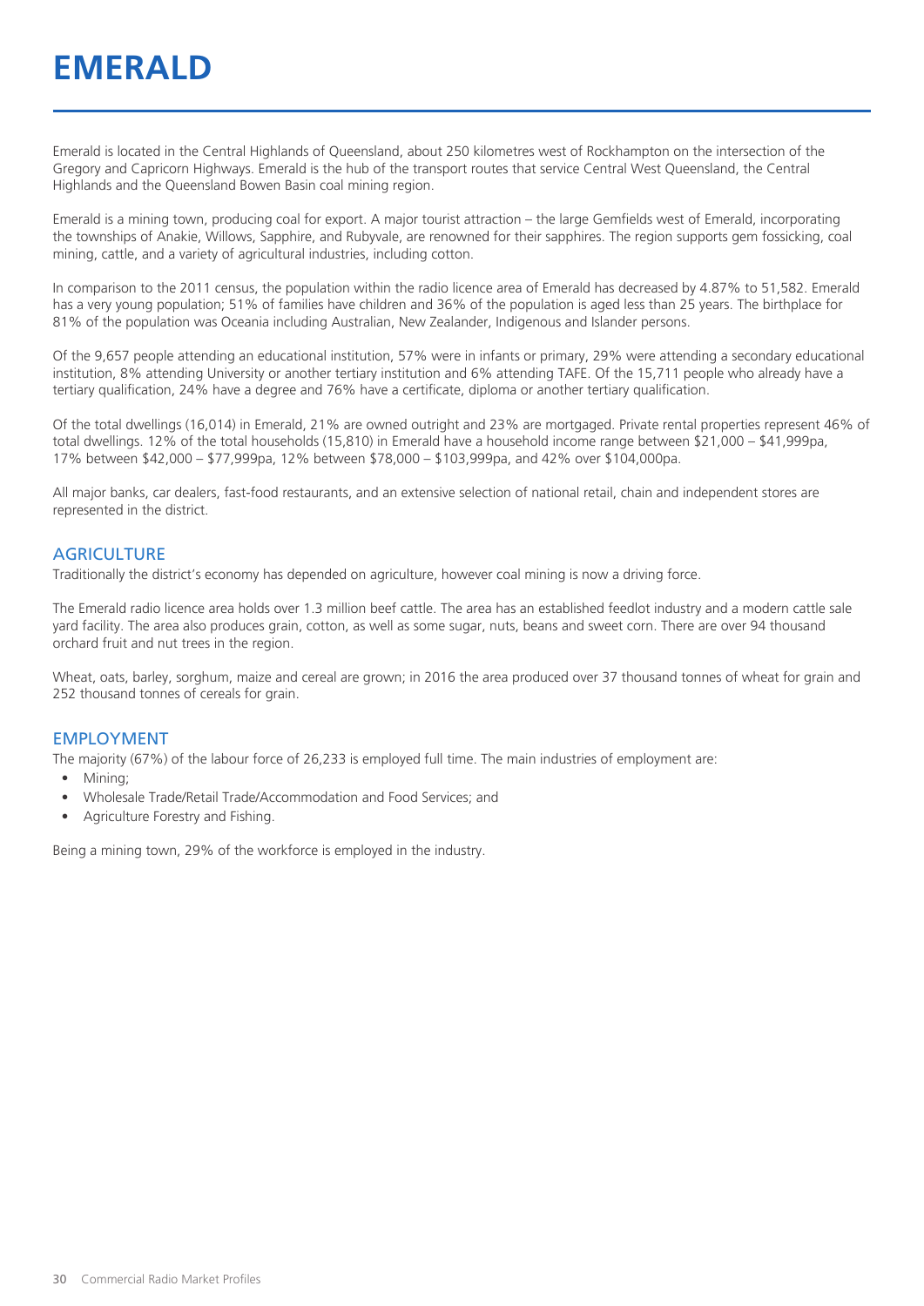# EMERALD

Emerald is located in the Central Highlands of Queensland, about 250 kilometres west of Rockhampton on the intersection of the Gregory and Capricorn Highways. Emerald is the hub of the transport routes that service Central West Queensland, the Central Highlands and the Queensland Bowen Basin coal mining region.

Emerald is a mining town, producing coal for export. A major tourist attraction – the large Gemfields west of Emerald, incorporating the townships of Anakie, Willows, Sapphire, and Rubyvale, are renowned for their sapphires. The region supports gem fossicking, coal mining, cattle, and a variety of agricultural industries, including cotton.

In comparison to the 2011 census, the population within the radio licence area of Emerald has decreased by 4.87% to 51,582. Emerald has a very young population; 51% of families have children and 36% of the population is aged less than 25 years. The birthplace for 81% of the population was Oceania including Australian, New Zealander, Indigenous and Islander persons.

Of the 9,657 people attending an educational institution, 57% were in infants or primary, 29% were attending a secondary educational institution, 8% attending University or another tertiary institution and 6% attending TAFE. Of the 15,711 people who already have a tertiary qualification, 24% have a degree and 76% have a certificate, diploma or another tertiary qualification.

Of the total dwellings (16,014) in Emerald, 21% are owned outright and 23% are mortgaged. Private rental properties represent 46% of total dwellings. 12% of the total households (15,810) in Emerald have a household income range between $21,000 – $41,999pa, 17% between $42,000 – $77,999pa, 12% between $78,000 – $103,999pa, and 42% over $104,000pa.

All major banks, car dealers, fast-food restaurants, and an extensive selection of national retail, chain and independent stores are represented in the district.

## AGRICULTURE

Traditionally the district's economy has depended on agriculture, however coal mining is now a driving force.

The Emerald radio licence area holds over 1.3 million beef cattle. The area has an established feedlot industry and a modern cattle sale yard facility. The area also produces grain, cotton, as well as some sugar, nuts, beans and sweet corn. There are over 94 thousand orchard fruit and nut trees in the region.

Wheat, oats, barley, sorghum, maize and cereal are grown; in 2016 the area produced over 37 thousand tonnes of wheat for grain and 252 thousand tonnes of cereals for grain.

## EMPLOYMENT

The majority (67%) of the labour force of 26,233 is employed full time. The main industries of employment are:

- Mining;
- Wholesale Trade/Retail Trade/Accommodation and Food Services; and
- Agriculture Forestry and Fishing.

Being a mining town, 29% of the workforce is employed in the industry.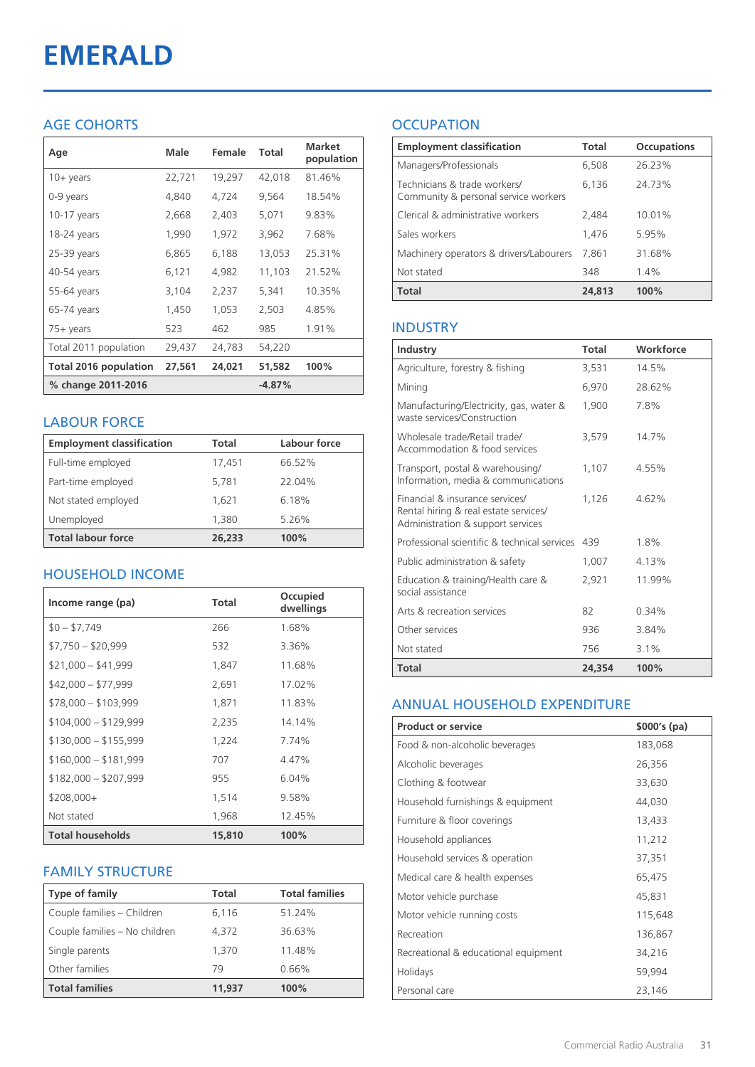# EMERALD

## AGE COHORTS

| Age | Male | Female | Total | Market population |
|---|---|---|---|---|
| 10+ years | 22,721 | 19,297 | 42,018 | 81.46% |
| 0-9 years | 4,840 | 4,724 | 9,564 | 18.54% |
| 10-17 years | 2,668 | 2,403 | 5,071 | 9.83% |
| 18-24 years | 1,990 | 1,972 | 3,962 | 7.68% |
| 25-39 years | 6,865 | 6,188 | 13,053 | 25.31% |
| 40-54 years | 6,121 | 4,982 | 11,103 | 21.52% |
| 55-64 years | 3,104 | 2,237 | 5,341 | 10.35% |
| 65-74 years | 1,450 | 1,053 | 2,503 | 4.85% |
| 75+ years | 523 | 462 | 985 | 1.91% |
| Total 2011 population | 29,437 | 24,783 | 54,220 | |
| **Total 2016 population** | **27,561** | **24,021** | **51,582** | **100%** |
| **% change 2011-2016** | | | **-4.87%** | |

## LABOUR FORCE

| Employment classification | Total | Labour force |
|---|---|---|
| Full-time employed | 17,451 | 66.52% |
| Part-time employed | 5,781 | 22.04% |
| Not stated employed | 1,621 | 6.18% |
| Unemployed | 1,380 | 5.26% |
| **Total labour force** | **26,233** | **100%** |

## HOUSEHOLD INCOME

| Income range (pa) | Total | Occupied dwellings |
|---|---|---|
| $0 – $7,749 | 266 | 1.68% |
| $7,750 – $20,999 | 532 | 3.36% |
| $21,000 – $41,999 | 1,847 | 11.68% |
| $42,000 – $77,999 | 2,691 | 17.02% |
| $78,000 – $103,999 | 1,871 | 11.83% |
| $104,000 – $129,999 | 2,235 | 14.14% |
| $130,000 – $155,999 | 1,224 | 7.74% |
| $160,000 – $181,999 | 707 | 4.47% |
| $182,000 – $207,999 | 955 | 6.04% |
| $208,000+ | 1,514 | 9.58% |
| Not stated | 1,968 | 12.45% |
| **Total households** | **15,810** | **100%** |

## FAMILY STRUCTURE

| Type of family | Total | Total families |
|---|---|---|
| Couple families – Children | 6,116 | 51.24% |
| Couple families – No children | 4,372 | 36.63% |
| Single parents | 1,370 | 11.48% |
| Other families | 79 | 0.66% |
| **Total families** | **11,937** | **100%** |

## OCCUPATION

| Employment classification | Total | Occupations |
|---|---|---|
| Managers/Professionals | 6,508 | 26.23% |
| Technicians & trade workers/ Community & personal service workers | 6,136 | 24.73% |
| Clerical & administrative workers | 2,484 | 10.01% |
| Sales workers | 1,476 | 5.95% |
| Machinery operators & drivers/Labourers | 7,861 | 31.68% |
| Not stated | 348 | 1.4% |
| **Total** | **24,813** | **100%** |

## INDUSTRY

| Industry | Total | Workforce |
|---|---|---|
| Agriculture, forestry & fishing | 3,531 | 14.5% |
| Mining | 6,970 | 28.62% |
| Manufacturing/Electricity, gas, water & waste services/Construction | 1,900 | 7.8% |
| Wholesale trade/Retail trade/ Accommodation & food services | 3,579 | 14.7% |
| Transport, postal & warehousing/ Information, media & communications | 1,107 | 4.55% |
| Financial & insurance services/ Rental hiring & real estate services/ Administration & support services | 1,126 | 4.62% |
| Professional scientific & technical services | 439 | 1.8% |
| Public administration & safety | 1,007 | 4.13% |
| Education & training/Health care & social assistance | 2,921 | 11.99% |
| Arts & recreation services | 82 | 0.34% |
| Other services | 936 | 3.84% |
| Not stated | 756 | 3.1% |
| **Total** | **24,354** | **100%** |

## ANNUAL HOUSEHOLD EXPENDITURE

| Product or service | $000's (pa) |
|---|---|
| Food & non-alcoholic beverages | 183,068 |
| Alcoholic beverages | 26,356 |
| Clothing & footwear | 33,630 |
| Household furnishings & equipment | 44,030 |
| Furniture & floor coverings | 13,433 |
| Household appliances | 11,212 |
| Household services & operation | 37,351 |
| Medical care & health expenses | 65,475 |
| Motor vehicle purchase | 45,831 |
| Motor vehicle running costs | 115,648 |
| Recreation | 136,867 |
| Recreational & educational equipment | 34,216 |
| Holidays | 59,994 |
| Personal care | 23,146 |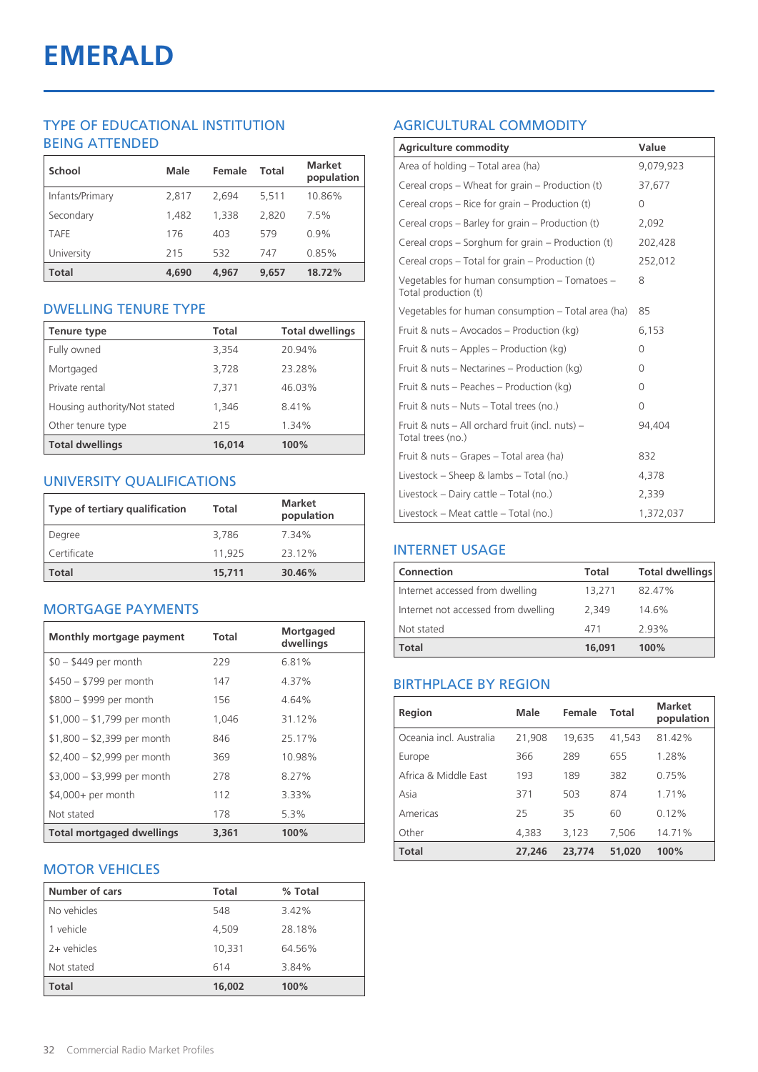# EMERALD

## TYPE OF EDUCATIONAL INSTITUTION BEING ATTENDED

| School | Male | Female | Total | Market population |
|---|---|---|---|---|
| Infants/Primary | 2,817 | 2,694 | 5,511 | 10.86% |
| Secondary | 1,482 | 1,338 | 2,820 | 7.5% |
| TAFE | 176 | 403 | 579 | 0.9% |
| University | 215 | 532 | 747 | 0.85% |
| **Total** | **4,690** | **4,967** | **9,657** | **18.72%** |

## DWELLING TENURE TYPE

| Tenure type | Total | Total dwellings |
|---|---|---|
| Fully owned | 3,354 | 20.94% |
| Mortgaged | 3,728 | 23.28% |
| Private rental | 7,371 | 46.03% |
| Housing authority/Not stated | 1,346 | 8.41% |
| Other tenure type | 215 | 1.34% |
| **Total dwellings** | **16,014** | **100%** |

## UNIVERSITY QUALIFICATIONS

| Type of tertiary qualification | Total | Market population |
|---|---|---|
| Degree | 3,786 | 7.34% |
| Certificate | 11,925 | 23.12% |
| **Total** | **15,711** | **30.46%** |

## MORTGAGE PAYMENTS

| Monthly mortgage payment | Total | Mortgaged dwellings |
|---|---|---|
| $0 – $449 per month | 229 | 6.81% |
| $450 – $799 per month | 147 | 4.37% |
| $800 – $999 per month | 156 | 4.64% |
| $1,000 – $1,799 per month | 1,046 | 31.12% |
| $1,800 – $2,399 per month | 846 | 25.17% |
| $2,400 – $2,999 per month | 369 | 10.98% |
| $3,000 – $3,999 per month | 278 | 8.27% |
| $4,000+ per month | 112 | 3.33% |
| Not stated | 178 | 5.3% |
| **Total mortgaged dwellings** | **3,361** | **100%** |

## MOTOR VEHICLES

| Number of cars | Total | % Total |
|---|---|---|
| No vehicles | 548 | 3.42% |
| 1 vehicle | 4,509 | 28.18% |
| 2+ vehicles | 10,331 | 64.56% |
| Not stated | 614 | 3.84% |
| **Total** | **16,002** | **100%** |

## AGRICULTURAL COMMODITY

| Agriculture commodity | Value |
|---|---|
| Area of holding – Total area (ha) | 9,079,923 |
| Cereal crops – Wheat for grain – Production (t) | 37,677 |
| Cereal crops – Rice for grain – Production (t) | 0 |
| Cereal crops – Barley for grain – Production (t) | 2,092 |
| Cereal crops – Sorghum for grain – Production (t) | 202,428 |
| Cereal crops – Total for grain – Production (t) | 252,012 |
| Vegetables for human consumption – Tomatoes – Total production (t) | 8 |
| Vegetables for human consumption – Total area (ha) | 85 |
| Fruit & nuts – Avocados – Production (kg) | 6,153 |
| Fruit & nuts – Apples – Production (kg) | 0 |
| Fruit & nuts – Nectarines – Production (kg) | 0 |
| Fruit & nuts – Peaches – Production (kg) | 0 |
| Fruit & nuts – Nuts – Total trees (no.) | 0 |
| Fruit & nuts – All orchard fruit (incl. nuts) – Total trees (no.) | 94,404 |
| Fruit & nuts – Grapes – Total area (ha) | 832 |
| Livestock – Sheep & lambs – Total (no.) | 4,378 |
| Livestock – Dairy cattle – Total (no.) | 2,339 |
| Livestock – Meat cattle – Total (no.) | 1,372,037 |

## INTERNET USAGE

| Connection | Total | Total dwellings |
|---|---|---|
| Internet accessed from dwelling | 13,271 | 82.47% |
| Internet not accessed from dwelling | 2,349 | 14.6% |
| Not stated | 471 | 2.93% |
| **Total** | **16,091** | **100%** |

## BIRTHPLACE BY REGION

| Region | Male | Female | Total | Market population |
|---|---|---|---|---|
| Oceania incl. Australia | 21,908 | 19,635 | 41,543 | 81.42% |
| Europe | 366 | 289 | 655 | 1.28% |
| Africa & Middle East | 193 | 189 | 382 | 0.75% |
| Asia | 371 | 503 | 874 | 1.71% |
| Americas | 25 | 35 | 60 | 0.12% |
| Other | 4,383 | 3,123 | 7,506 | 14.71% |
| **Total** | **27,246** | **23,774** | **51,020** | **100%** |